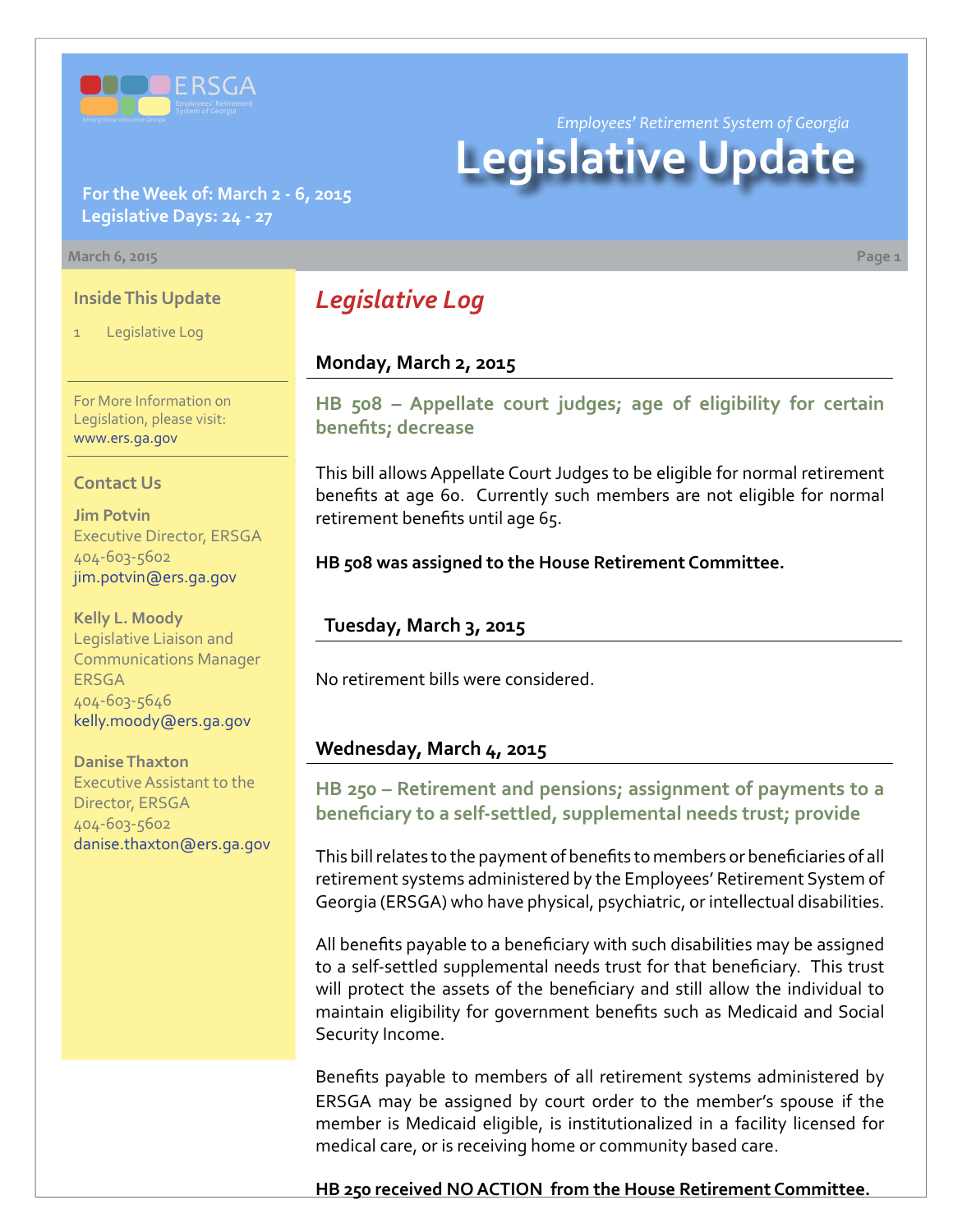ERSGA

Employees' Retirement System of Georgia

*Serving those who serve Georgia*

*Employees' Retirement System of Georgia*

# Legislative Update

**For the Week of: March 2 - 6, 2015**
**Legislative Days: 24 - 27**

March 6, 2015

### Inside This Update

1 Legislative Log

For More Information on Legislation, please visit: www.ers.ga.gov

### Contact Us

**Jim Potvin**
Executive Director, ERSGA
404-603-5602
jim.potvin@ers.ga.gov

**Kelly L. Moody**
Legislative Liaison and Communications Manager ERSGA
404-603-5646
kelly.moody@ers.ga.gov

**Danise Thaxton**
Executive Assistant to the Director, ERSGA
404-603-5602
danise.thaxton@ers.ga.gov

## *Legislative Log*

### Monday, March 2, 2015

#### HB 508 – Appellate court judges; age of eligibility for certain benefits; decrease

This bill allows Appellate Court Judges to be eligible for normal retirement benefits at age 60. Currently such members are not eligible for normal retirement benefits until age 65.

**HB 508 was assigned to the House Retirement Committee.**

### Tuesday, March 3, 2015

No retirement bills were considered.

### Wednesday, March 4, 2015

#### HB 250 – Retirement and pensions; assignment of payments to a beneficiary to a self-settled, supplemental needs trust; provide

This bill relates to the payment of benefits to members or beneficiaries of all retirement systems administered by the Employees' Retirement System of Georgia (ERSGA) who have physical, psychiatric, or intellectual disabilities.

All benefits payable to a beneficiary with such disabilities may be assigned to a self-settled supplemental needs trust for that beneficiary. This trust will protect the assets of the beneficiary and still allow the individual to maintain eligibility for government benefits such as Medicaid and Social Security Income.

Benefits payable to members of all retirement systems administered by ERSGA may be assigned by court order to the member's spouse if the member is Medicaid eligible, is institutionalized in a facility licensed for medical care, or is receiving home or community based care.

**HB 250 received NO ACTION from the House Retirement Committee.**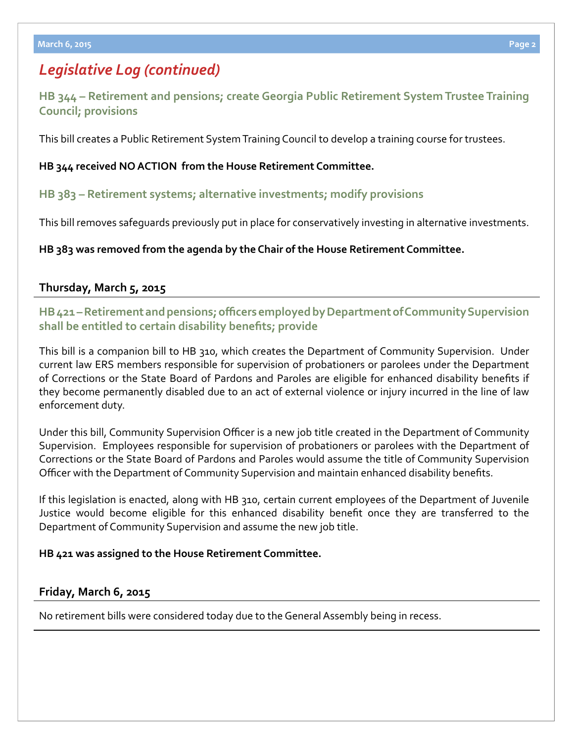# *Legislative Log (continued)*

### HB 344 – Retirement and pensions; create Georgia Public Retirement System Trustee Training Council; provisions

This bill creates a Public Retirement System Training Council to develop a training course for trustees.

**HB 344 received NO ACTION from the House Retirement Committee.**

### HB 383 – Retirement systems; alternative investments; modify provisions

This bill removes safeguards previously put in place for conservatively investing in alternative investments.

**HB 383 was removed from the agenda by the Chair of the House Retirement Committee.**

## Thursday, March 5, 2015

### HB 421 – Retirement and pensions; officers employed by Department of Community Supervision shall be entitled to certain disability benefits; provide

This bill is a companion bill to HB 310, which creates the Department of Community Supervision. Under current law ERS members responsible for supervision of probationers or parolees under the Department of Corrections or the State Board of Pardons and Paroles are eligible for enhanced disability benefits if they become permanently disabled due to an act of external violence or injury incurred in the line of law enforcement duty.

Under this bill, Community Supervision Officer is a new job title created in the Department of Community Supervision. Employees responsible for supervision of probationers or parolees with the Department of Corrections or the State Board of Pardons and Paroles would assume the title of Community Supervision Officer with the Department of Community Supervision and maintain enhanced disability benefits.

If this legislation is enacted, along with HB 310, certain current employees of the Department of Juvenile Justice would become eligible for this enhanced disability benefit once they are transferred to the Department of Community Supervision and assume the new job title.

**HB 421 was assigned to the House Retirement Committee.**

## Friday, March 6, 2015

No retirement bills were considered today due to the General Assembly being in recess.